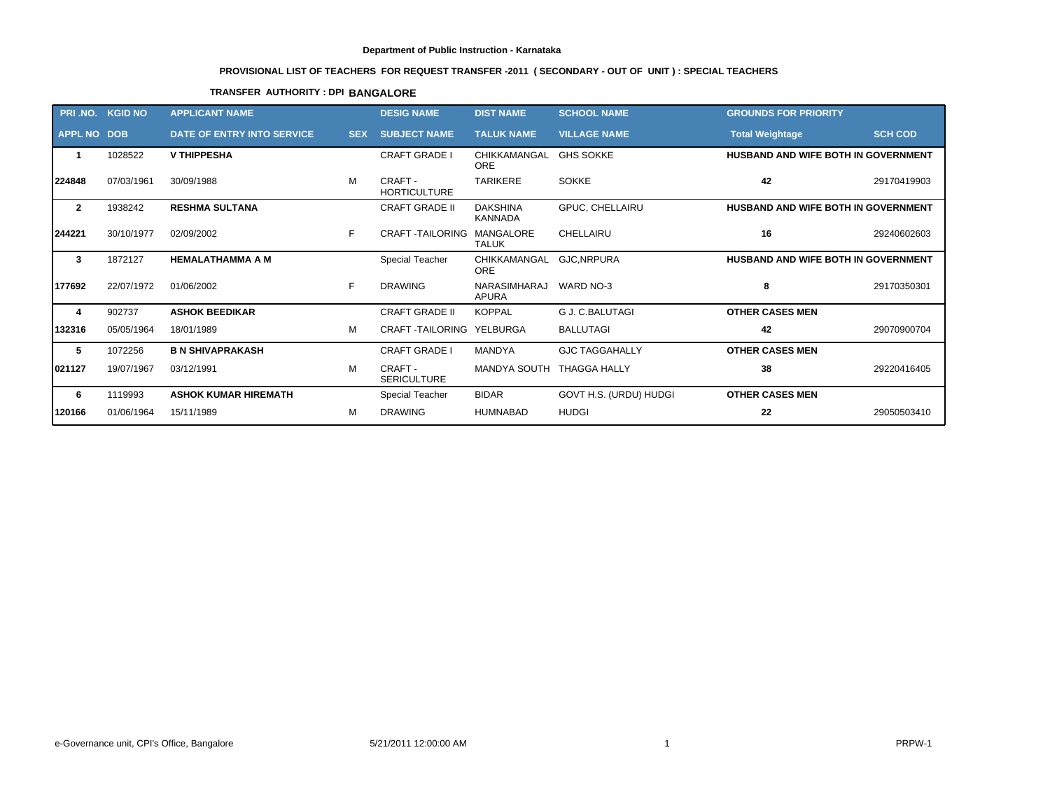**Department of Public Instruction - Karnataka**

**PROVISIONAL LIST OF TEACHERS FOR REQUEST TRANSFER -2011 ( SECONDARY - OUT OF UNIT ) : SPECIAL TEACHERS**

**TRANSFER AUTHORITY : DPI BANGALORE**

| PRI .NO. | KGID NO | APPLICANT NAME | | DESIG NAME | DIST NAME | SCHOOL NAME | GROUNDS FOR PRIORITY | |
|---|---|---|---|---|---|---|---|---|
| APPL NO | DOB | DATE OF ENTRY INTO SERVICE | SEX | SUBJECT NAME | TALUK NAME | VILLAGE NAME | Total Weightage | SCH COD |
| **1** | 1028522 | **V THIPPESHA** | | CRAFT GRADE I | CHIKKAMANGALORE | GHS SOKKE | **HUSBAND AND WIFE BOTH IN GOVERNMENT** | |
| **224848** | 07/03/1961 | 30/09/1988 | M | CRAFT - HORTICULTURE | TARIKERE | SOKKE | **42** | 29170419903 |
| **2** | 1938242 | **RESHMA SULTANA** | | CRAFT GRADE II | DAKSHINA KANNADA | GPUC, CHELLAIRU | **HUSBAND AND WIFE BOTH IN GOVERNMENT** | |
| **244221** | 30/10/1977 | 02/09/2002 | F | CRAFT -TAILORING | MANGALORE TALUK | CHELLAIRU | **16** | 29240602603 |
| **3** | 1872127 | **HEMALATHAMMA A M** | | Special Teacher | CHIKKAMANGALORE | GJC,NRPURA | **HUSBAND AND WIFE BOTH IN GOVERNMENT** | |
| **177692** | 22/07/1972 | 01/06/2002 | F | DRAWING | NARASIMHARAJAPURA | WARD NO-3 | **8** | 29170350301 |
| **4** | 902737 | **ASHOK BEEDIKAR** | | CRAFT GRADE II | KOPPAL | G J. C.BALUTAGI | **OTHER CASES MEN** | |
| **132316** | 05/05/1964 | 18/01/1989 | M | CRAFT -TAILORING | YELBURGA | BALLUTAGI | **42** | 29070900704 |
| **5** | 1072256 | **B N SHIVAPRAKASH** | | CRAFT GRADE I | MANDYA | GJC TAGGAHALLY | **OTHER CASES MEN** | |
| **021127** | 19/07/1967 | 03/12/1991 | M | CRAFT - SERICULTURE | MANDYA SOUTH | THAGGA HALLY | **38** | 29220416405 |
| **6** | 1119993 | **ASHOK KUMAR HIREMATH** | | Special Teacher | BIDAR | GOVT H.S. (URDU) HUDGI | **OTHER CASES MEN** | |
| **120166** | 01/06/1964 | 15/11/1989 | M | DRAWING | HUMNABAD | HUDGI | **22** | 29050503410 |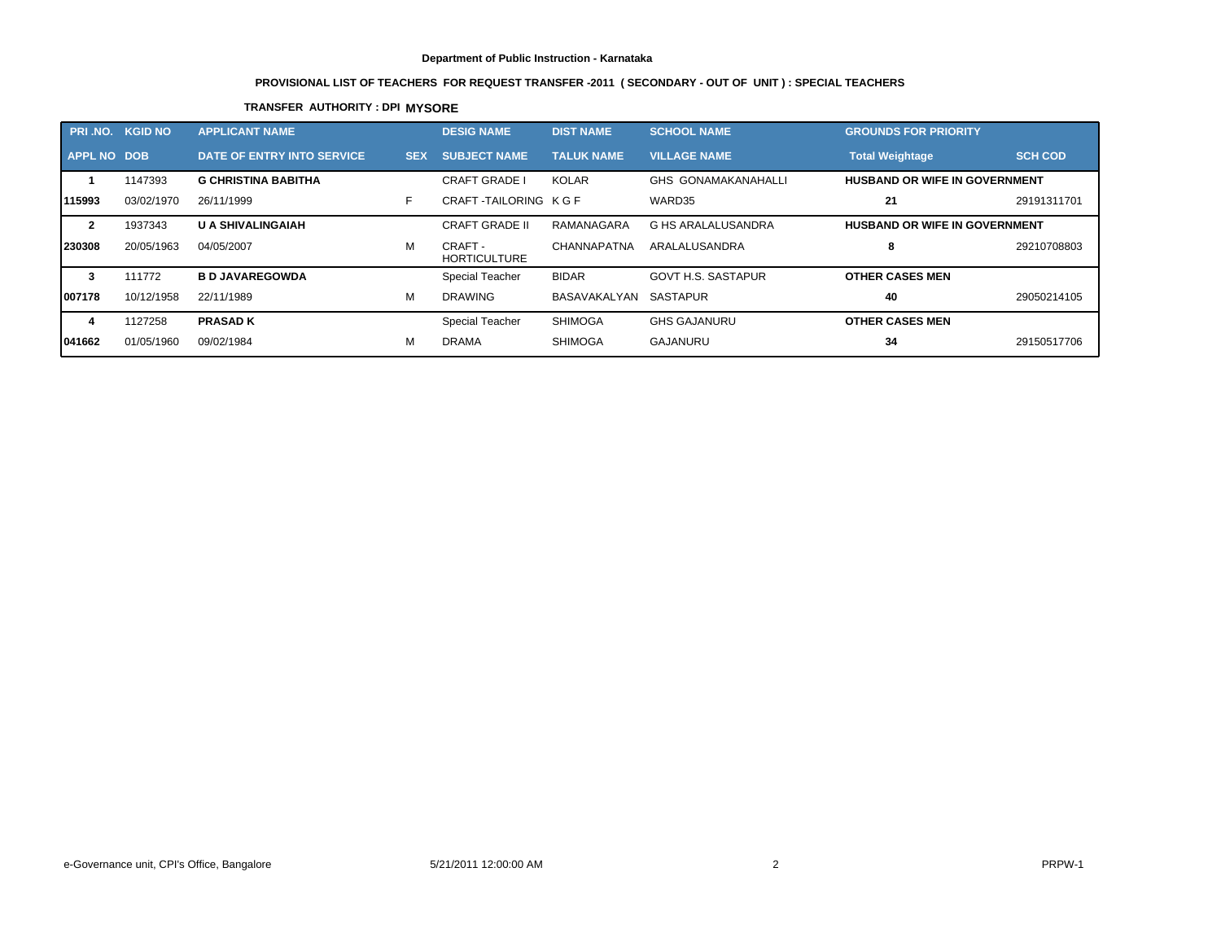**Department of Public Instruction - Karnataka**

**PROVISIONAL LIST OF TEACHERS FOR REQUEST TRANSFER -2011 ( SECONDARY - OUT OF UNIT ) : SPECIAL TEACHERS**

**TRANSFER AUTHORITY : DPI MYSORE**

| PRI .NO. | KGID NO | APPLICANT NAME | | DESIG NAME | DIST NAME | SCHOOL NAME | GROUNDS FOR PRIORITY | |
|---|---|---|---|---|---|---|---|---|
| **APPL NO** | **DOB** | **DATE OF ENTRY INTO SERVICE** | **SEX** | **SUBJECT NAME** | **TALUK NAME** | **VILLAGE NAME** | **Total Weightage** | **SCH COD** |
| **1** | 1147393 | **G CHRISTINA BABITHA** | | CRAFT GRADE I | KOLAR | GHS GONAMAKANAHALLI | **HUSBAND OR WIFE IN GOVERNMENT** | |
| **115993** | 03/02/1970 | 26/11/1999 | F | CRAFT -TAILORING | K G F | WARD35 | **21** | 29191311701 |
| **2** | 1937343 | **U A SHIVALINGAIAH** | | CRAFT GRADE II | RAMANAGARA | G HS ARALALUSANDRA | **HUSBAND OR WIFE IN GOVERNMENT** | |
| **230308** | 20/05/1963 | 04/05/2007 | M | CRAFT - HORTICULTURE | CHANNAPATNA | ARALALUSANDRA | **8** | 29210708803 |
| **3** | 111772 | **B D JAVAREGOWDA** | | Special Teacher | BIDAR | GOVT H.S. SASTAPUR | **OTHER CASES MEN** | |
| **007178** | 10/12/1958 | 22/11/1989 | M | DRAWING | BASAVAKALYAN | SASTAPUR | **40** | 29050214105 |
| **4** | 1127258 | **PRASAD K** | | Special Teacher | SHIMOGA | GHS GAJANURU | **OTHER CASES MEN** | |
| **041662** | 01/05/1960 | 09/02/1984 | M | DRAMA | SHIMOGA | GAJANURU | **34** | 29150517706 |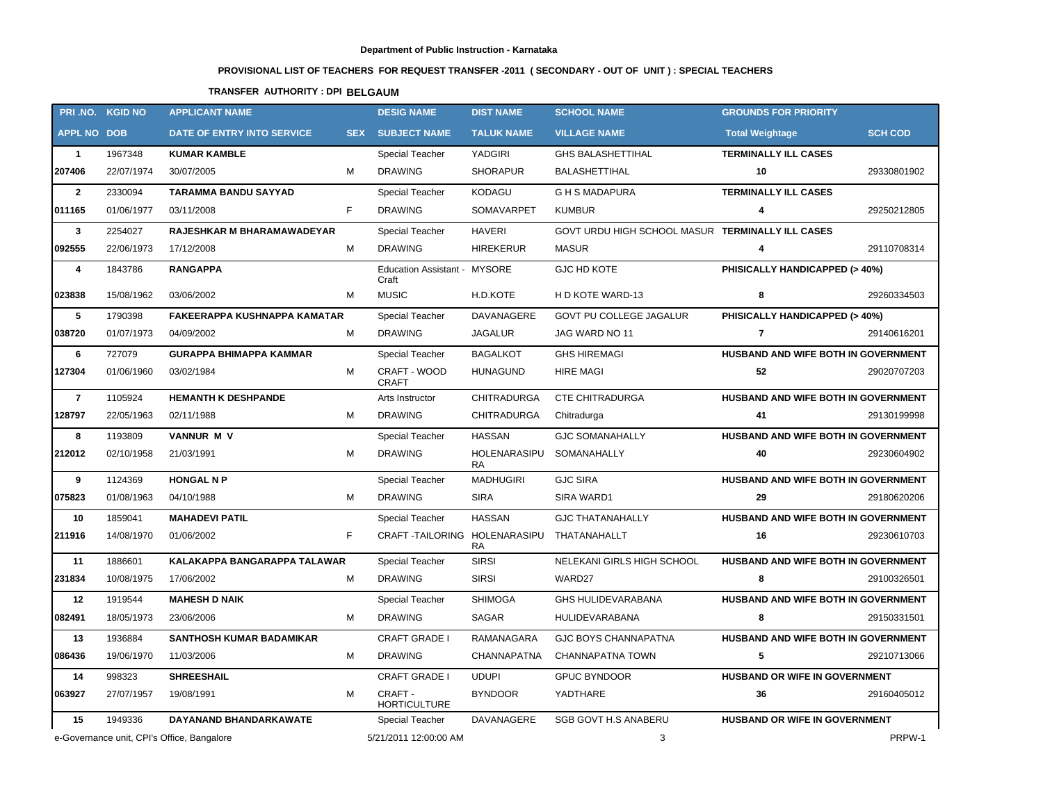Department of Public Instruction - Karnataka

PROVISIONAL LIST OF TEACHERS FOR REQUEST TRANSFER -2011 ( SECONDARY - OUT OF UNIT ) : SPECIAL TEACHERS

TRANSFER AUTHORITY : DPI **BELGAUM**

| PRI .NO. | KGID NO | APPLICANT NAME | | DESIG NAME | DIST NAME | SCHOOL NAME | GROUNDS FOR PRIORITY | |
|---|---|---|---|---|---|---|---|---|
| APPL NO | DOB | DATE OF ENTRY INTO SERVICE | SEX | SUBJECT NAME | TALUK NAME | VILLAGE NAME | Total Weightage | SCH COD |
| 1 | 1967348 | **KUMAR KAMBLE** | | Special Teacher | YADGIRI | GHS BALASHETTIHAL | **TERMINALLY ILL CASES** | |
| 207406 | 22/07/1974 | 30/07/2005 | M | DRAWING | SHORAPUR | BALASHETTIHAL | 10 | 29330801902 |
| 2 | 2330094 | **TARAMMA BANDU SAYYAD** | | Special Teacher | KODAGU | G H S MADAPURA | **TERMINALLY ILL CASES** | |
| 011165 | 01/06/1977 | 03/11/2008 | F | DRAWING | SOMAVARPET | KUMBUR | 4 | 29250212805 |
| 3 | 2254027 | **RAJESHKAR M BHARAMAWADEYAR** | | Special Teacher | HAVERI | GOVT URDU HIGH SCHOOL MASUR | **TERMINALLY ILL CASES** | |
| 092555 | 22/06/1973 | 17/12/2008 | M | DRAWING | HIREKERUR | MASUR | 4 | 29110708314 |
| 4 | 1843786 | **RANGAPPA** | | Education Assistant - Craft | MYSORE | GJC HD KOTE | **PHISICALLY HANDICAPPED (> 40%)** | |
| 023838 | 15/08/1962 | 03/06/2002 | M | MUSIC | H.D.KOTE | H D KOTE WARD-13 | 8 | 29260334503 |
| 5 | 1790398 | **FAKEERAPPA KUSHNAPPA KAMATAR** | | Special Teacher | DAVANAGERE | GOVT PU COLLEGE JAGALUR | **PHISICALLY HANDICAPPED (> 40%)** | |
| 038720 | 01/07/1973 | 04/09/2002 | M | DRAWING | JAGALUR | JAG WARD NO 11 | 7 | 29140616201 |
| 6 | 727079 | **GURAPPA BHIMAPPA KAMMAR** | | Special Teacher | BAGALKOT | GHS HIREMAGI | **HUSBAND AND WIFE BOTH IN GOVERNMENT** | |
| 127304 | 01/06/1960 | 03/02/1984 | M | CRAFT - WOOD CRAFT | HUNAGUND | HIRE MAGI | 52 | 29020707203 |
| 7 | 1105924 | **HEMANTH K DESHPANDE** | | Arts Instructor | CHITRADURGA | CTE CHITRADURGA | **HUSBAND AND WIFE BOTH IN GOVERNMENT** | |
| 128797 | 22/05/1963 | 02/11/1988 | M | DRAWING | CHITRADURGA | Chitradurga | 41 | 29130199998 |
| 8 | 1193809 | **VANNUR M V** | | Special Teacher | HASSAN | GJC SOMANAHALLY | **HUSBAND AND WIFE BOTH IN GOVERNMENT** | |
| 212012 | 02/10/1958 | 21/03/1991 | M | DRAWING | HOLENARASIPURA | SOMANAHALLY | 40 | 29230604902 |
| 9 | 1124369 | **HONGAL N P** | | Special Teacher | MADHUGIRI | GJC SIRA | **HUSBAND AND WIFE BOTH IN GOVERNMENT** | |
| 075823 | 01/08/1963 | 04/10/1988 | M | DRAWING | SIRA | SIRA WARD1 | 29 | 29180620206 |
| 10 | 1859041 | **MAHADEVI PATIL** | | Special Teacher | HASSAN | GJC THATANAHALLY | **HUSBAND AND WIFE BOTH IN GOVERNMENT** | |
| 211916 | 14/08/1970 | 01/06/2002 | F | CRAFT -TAILORING | HOLENARASIPURA | THATANAHALLT | 16 | 29230610703 |
| 11 | 1886601 | **KALAKAPPA BANGARAPPA TALAWAR** | | Special Teacher | SIRSI | NELEKANI GIRLS HIGH SCHOOL | **HUSBAND AND WIFE BOTH IN GOVERNMENT** | |
| 231834 | 10/08/1975 | 17/06/2002 | M | DRAWING | SIRSI | WARD27 | 8 | 29100326501 |
| 12 | 1919544 | **MAHESH D NAIK** | | Special Teacher | SHIMOGA | GHS HULIDEVARABANA | **HUSBAND AND WIFE BOTH IN GOVERNMENT** | |
| 082491 | 18/05/1973 | 23/06/2006 | M | DRAWING | SAGAR | HULIDEVARABANA | 8 | 29150331501 |
| 13 | 1936884 | **SANTHOSH KUMAR BADAMIKAR** | | CRAFT GRADE I | RAMANAGARA | GJC BOYS CHANNAPATNA | **HUSBAND AND WIFE BOTH IN GOVERNMENT** | |
| 086436 | 19/06/1970 | 11/03/2006 | M | DRAWING | CHANNAPATNA | CHANNAPATNA TOWN | 5 | 29210713066 |
| 14 | 998323 | **SHREESHAIL** | | CRAFT GRADE I | UDUPI | GPUC BYNDOOR | **HUSBAND OR WIFE IN GOVERNMENT** | |
| 063927 | 27/07/1957 | 19/08/1991 | M | CRAFT - HORTICULTURE | BYNDOOR | YADTHARE | 36 | 29160405012 |
| 15 | 1949336 | **DAYANAND BHANDARKAWATE** | | Special Teacher | DAVANAGERE | SGB GOVT H.S ANABERU | **HUSBAND OR WIFE IN GOVERNMENT** | |

e-Governance unit, CPI's Office, Bangalore 5/21/2011 12:00:00 AM PRPW-1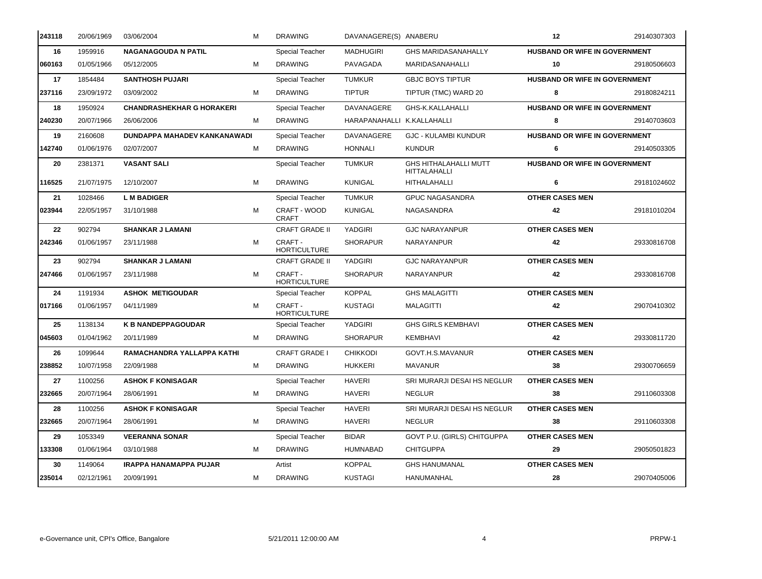| | | | | | | | | |
|---|---|---|---|---|---|---|---|---|
| **243118** | 20/06/1969 | 03/06/2004 | M | DRAWING | DAVANAGERE(S) | ANABERU | **12** | 29140307303 |
| **16** | 1959916 | **NAGANAGOUDA N PATIL** | | Special Teacher | MADHUGIRI | GHS MARIDASANAHALLY | **HUSBAND OR WIFE IN GOVERNMENT** | |
| **060163** | 01/05/1966 | 05/12/2005 | M | DRAWING | PAVAGADA | MARIDASANAHALLI | **10** | 29180506603 |
| **17** | 1854484 | **SANTHOSH PUJARI** | | Special Teacher | TUMKUR | GBJC BOYS TIPTUR | **HUSBAND OR WIFE IN GOVERNMENT** | |
| **237116** | 23/09/1972 | 03/09/2002 | M | DRAWING | TIPTUR | TIPTUR (TMC) WARD 20 | **8** | 29180824211 |
| **18** | 1950924 | **CHANDRASHEKHAR G HORAKERI** | | Special Teacher | DAVANAGERE | GHS-K.KALLAHALLI | **HUSBAND OR WIFE IN GOVERNMENT** | |
| **240230** | 20/07/1966 | 26/06/2006 | M | DRAWING | HARAPANAHALLI | K.KALLAHALLI | **8** | 29140703603 |
| **19** | 2160608 | **DUNDAPPA MAHADEV KANKANAWADI** | | Special Teacher | DAVANAGERE | GJC - KULAMBI KUNDUR | **HUSBAND OR WIFE IN GOVERNMENT** | |
| **142740** | 01/06/1976 | 02/07/2007 | M | DRAWING | HONNALI | KUNDUR | **6** | 29140503305 |
| **20** | 2381371 | **VASANT SALI** | | Special Teacher | TUMKUR | GHS HITHALAHALLI MUTT HITTALAHALLI | **HUSBAND OR WIFE IN GOVERNMENT** | |
| **116525** | 21/07/1975 | 12/10/2007 | M | DRAWING | KUNIGAL | HITHALAHALLI | **6** | 29181024602 |
| **21** | 1028466 | **L M BADIGER** | | Special Teacher | TUMKUR | GPUC NAGASANDRA | **OTHER CASES MEN** | |
| **023944** | 22/05/1957 | 31/10/1988 | M | CRAFT - WOOD CRAFT | KUNIGAL | NAGASANDRA | **42** | 29181010204 |
| **22** | 902794 | **SHANKAR J LAMANI** | | CRAFT GRADE II | YADGIRI | GJC NARAYANPUR | **OTHER CASES MEN** | |
| **242346** | 01/06/1957 | 23/11/1988 | M | CRAFT - HORTICULTURE | SHORAPUR | NARAYANPUR | **42** | 29330816708 |
| **23** | 902794 | **SHANKAR J LAMANI** | | CRAFT GRADE II | YADGIRI | GJC NARAYANPUR | **OTHER CASES MEN** | |
| **247466** | 01/06/1957 | 23/11/1988 | M | CRAFT - HORTICULTURE | SHORAPUR | NARAYANPUR | **42** | 29330816708 |
| **24** | 1191934 | **ASHOK METIGOUDAR** | | Special Teacher | KOPPAL | GHS MALAGITTI | **OTHER CASES MEN** | |
| **017166** | 01/06/1957 | 04/11/1989 | M | CRAFT - HORTICULTURE | KUSTAGI | MALAGITTI | **42** | 29070410302 |
| **25** | 1138134 | **K B NANDEPPAGOUDAR** | | Special Teacher | YADGIRI | GHS GIRLS KEMBHAVI | **OTHER CASES MEN** | |
| **045603** | 01/04/1962 | 20/11/1989 | M | DRAWING | SHORAPUR | KEMBHAVI | **42** | 29330811720 |
| **26** | 1099644 | **RAMACHANDRA YALLAPPA KATHI** | | CRAFT GRADE I | CHIKKODI | GOVT.H.S.MAVANUR | **OTHER CASES MEN** | |
| **238852** | 10/07/1958 | 22/09/1988 | M | DRAWING | HUKKERI | MAVANUR | **38** | 29300706659 |
| **27** | 1100256 | **ASHOK F KONISAGAR** | | Special Teacher | HAVERI | SRI MURARJI DESAI HS NEGLUR | **OTHER CASES MEN** | |
| **232665** | 20/07/1964 | 28/06/1991 | M | DRAWING | HAVERI | NEGLUR | **38** | 29110603308 |
| **28** | 1100256 | **ASHOK F KONISAGAR** | | Special Teacher | HAVERI | SRI MURARJI DESAI HS NEGLUR | **OTHER CASES MEN** | |
| **232665** | 20/07/1964 | 28/06/1991 | M | DRAWING | HAVERI | NEGLUR | **38** | 29110603308 |
| **29** | 1053349 | **VEERANNA SONAR** | | Special Teacher | BIDAR | GOVT P.U. (GIRLS) CHITGUPPA | **OTHER CASES MEN** | |
| **133308** | 01/06/1964 | 03/10/1988 | M | DRAWING | HUMNABAD | CHITGUPPA | **29** | 29050501823 |
| **30** | 1149064 | **IRAPPA HANAMAPPA PUJAR** | | Artist | KOPPAL | GHS HANUMANAL | **OTHER CASES MEN** | |
| **235014** | 02/12/1961 | 20/09/1991 | M | DRAWING | KUSTAGI | HANUMANHAL | **28** | 29070405006 |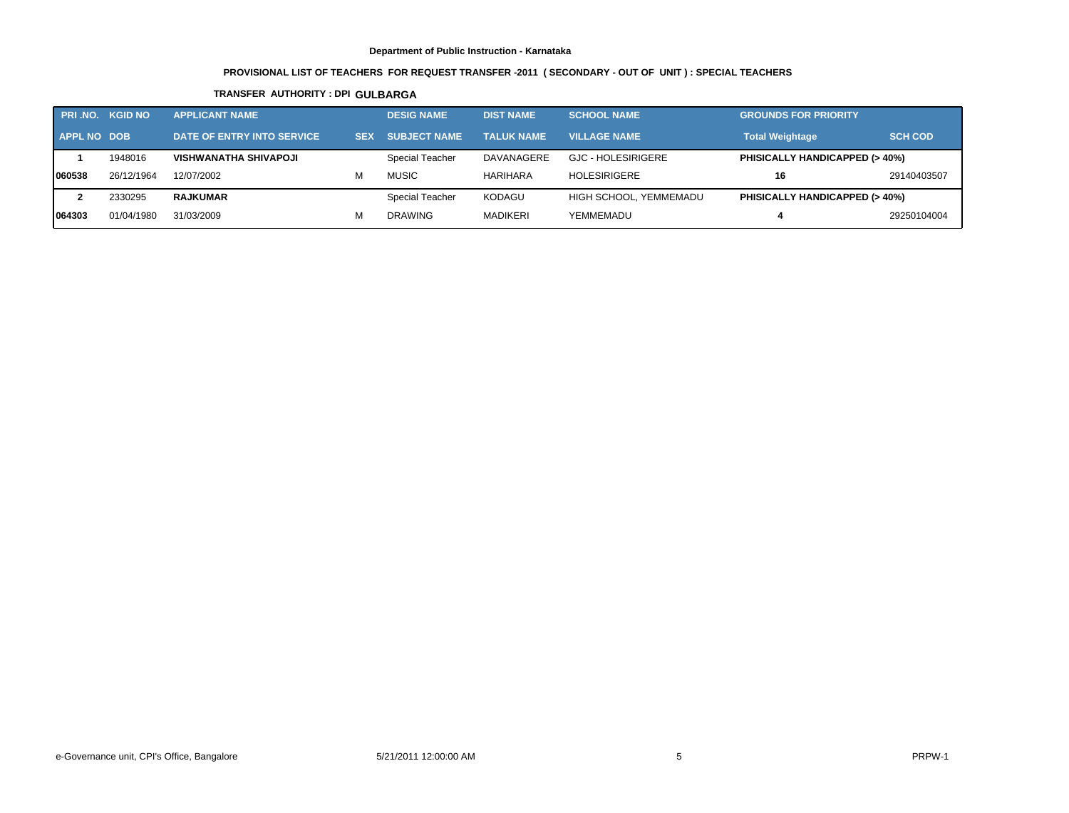**Department of Public Instruction - Karnataka**

**PROVISIONAL LIST OF TEACHERS FOR REQUEST TRANSFER -2011 ( SECONDARY - OUT OF UNIT ) : SPECIAL TEACHERS**

**TRANSFER AUTHORITY : DPI GULBARGA**

| PRI .NO. | KGID NO | APPLICANT NAME | | DESIG NAME | DIST NAME | SCHOOL NAME | GROUNDS FOR PRIORITY | |
|---|---|---|---|---|---|---|---|---|
| APPL NO | DOB | DATE OF ENTRY INTO SERVICE | SEX | SUBJECT NAME | TALUK NAME | VILLAGE NAME | Total Weightage | SCH COD |
| **1** | 1948016 | **VISHWANATHA SHIVAPOJI** | | Special Teacher | DAVANAGERE | GJC - HOLESIRIGERE | **PHISICALLY HANDICAPPED (> 40%)** | |
| **060538** | 26/12/1964 | 12/07/2002 | M | MUSIC | HARIHARA | HOLESIRIGERE | **16** | 29140403507 |
| **2** | 2330295 | **RAJKUMAR** | | Special Teacher | KODAGU | HIGH SCHOOL, YEMMEMADU | **PHISICALLY HANDICAPPED (> 40%)** | |
| **064303** | 01/04/1980 | 31/03/2009 | M | DRAWING | MADIKERI | YEMMEMADU | **4** | 29250104004 |